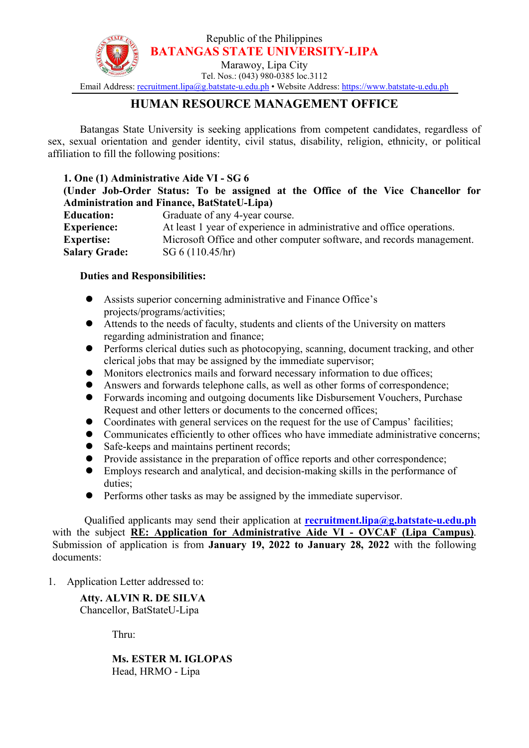Republic of the Philippines

**BATANGAS STATE UNIVERSITY-LIPA**

Marawoy, Lipa City

Tel. Nos.: (043) 980-0385 loc.3112

Email Address: recruitment.lipa@g.batstate-u.edu.ph • Website Address: https://www.batstate-u.edu.ph

## HUMAN RESOURCE MANAGEMENT OFFICE

Batangas State University is seeking applications from competent candidates, regardless of sex, sexual orientation and gender identity, civil status, disability, religion, ethnicity, or political affiliation to fill the following positions:

**1. One (1) Administrative Aide VI - SG 6**

**(Under Job-Order Status: To be assigned at the Office of the Vice Chancellor for Administration and Finance, BatStateU-Lipa)**

**Education:** Graduate of any 4-year course.

**Experience:** At least 1 year of experience in administrative and office operations.

**Expertise:** Microsoft Office and other computer software, and records management.

**Salary Grade:** SG 6 (110.45/hr)

**Duties and Responsibilities:**

- Assists superior concerning administrative and Finance Office's projects/programs/activities;
- Attends to the needs of faculty, students and clients of the University on matters regarding administration and finance;
- Performs clerical duties such as photocopying, scanning, document tracking, and other clerical jobs that may be assigned by the immediate supervisor;
- Monitors electronics mails and forward necessary information to due offices;
- Answers and forwards telephone calls, as well as other forms of correspondence;
- Forwards incoming and outgoing documents like Disbursement Vouchers, Purchase Request and other letters or documents to the concerned offices;
- Coordinates with general services on the request for the use of Campus' facilities;
- Communicates efficiently to other offices who have immediate administrative concerns;
- Safe-keeps and maintains pertinent records;
- Provide assistance in the preparation of office reports and other correspondence;
- Employs research and analytical, and decision-making skills in the performance of duties;
- Performs other tasks as may be assigned by the immediate supervisor.

Qualified applicants may send their application at **recruitment.lipa@g.batstate-u.edu.ph** with the subject **RE: Application for Administrative Aide VI - OVCAF (Lipa Campus)**. Submission of application is from **January 19, 2022 to January 28, 2022** with the following documents:

1. Application Letter addressed to:

   **Atty. ALVIN R. DE SILVA**
   Chancellor, BatStateU-Lipa

   Thru:

   **Ms. ESTER M. IGLOPAS**
   Head, HRMO - Lipa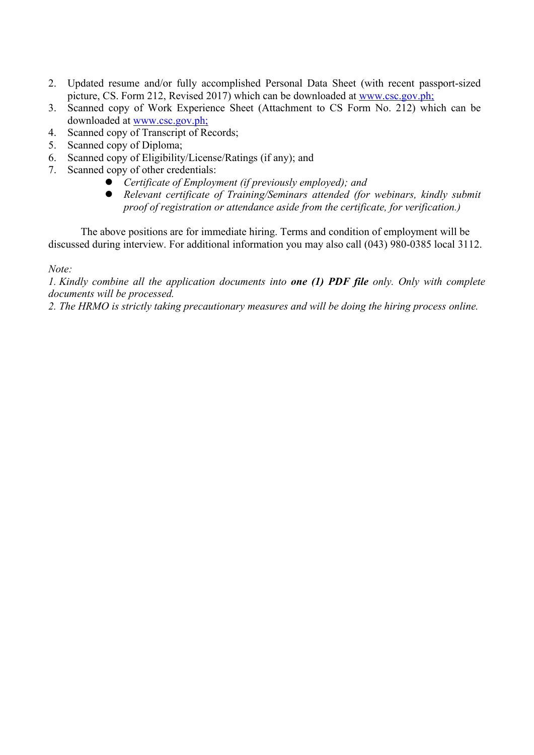2. Updated resume and/or fully accomplished Personal Data Sheet (with recent passport-sized picture, CS. Form 212, Revised 2017) which can be downloaded at [www.csc.gov.ph;](www.csc.gov.ph)
3. Scanned copy of Work Experience Sheet (Attachment to CS Form No. 212) which can be downloaded at [www.csc.gov.ph;](www.csc.gov.ph)
4. Scanned copy of Transcript of Records;
5. Scanned copy of Diploma;
6. Scanned copy of Eligibility/License/Ratings (if any); and
7. Scanned copy of other credentials:
    - *Certificate of Employment (if previously employed); and*
    - *Relevant certificate of Training/Seminars attended (for webinars, kindly submit proof of registration or attendance aside from the certificate, for verification.)*

The above positions are for immediate hiring. Terms and condition of employment will be discussed during interview. For additional information you may also call (043) 980-0385 local 3112.

*Note:*

*1. Kindly combine all the application documents into **one (1) PDF file** only. Only with complete documents will be processed.*

*2. The HRMO is strictly taking precautionary measures and will be doing the hiring process online.*